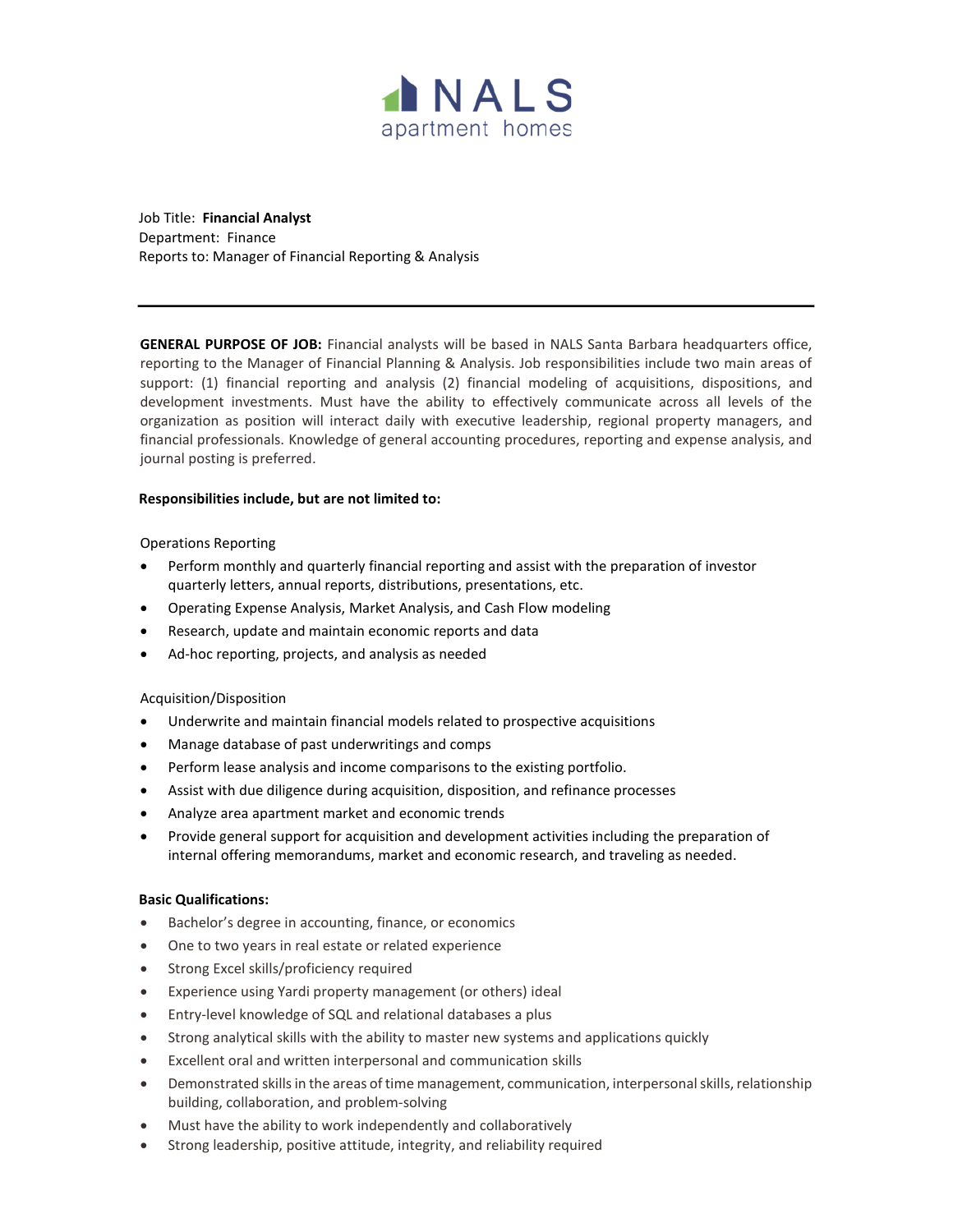NALS
apartment homes

Job Title: **Financial Analyst**
Department: Finance
Reports to: Manager of Financial Reporting & Analysis

---

**GENERAL PURPOSE OF JOB:** Financial analysts will be based in NALS Santa Barbara headquarters office, reporting to the Manager of Financial Planning & Analysis. Job responsibilities include two main areas of support: (1) financial reporting and analysis (2) financial modeling of acquisitions, dispositions, and development investments. Must have the ability to effectively communicate across all levels of the organization as position will interact daily with executive leadership, regional property managers, and financial professionals. Knowledge of general accounting procedures, reporting and expense analysis, and journal posting is preferred.

**Responsibilities include, but are not limited to:**

Operations Reporting

- Perform monthly and quarterly financial reporting and assist with the preparation of investor quarterly letters, annual reports, distributions, presentations, etc.
- Operating Expense Analysis, Market Analysis, and Cash Flow modeling
- Research, update and maintain economic reports and data
- Ad-hoc reporting, projects, and analysis as needed

Acquisition/Disposition

- Underwrite and maintain financial models related to prospective acquisitions
- Manage database of past underwritings and comps
- Perform lease analysis and income comparisons to the existing portfolio.
- Assist with due diligence during acquisition, disposition, and refinance processes
- Analyze area apartment market and economic trends
- Provide general support for acquisition and development activities including the preparation of internal offering memorandums, market and economic research, and traveling as needed.

**Basic Qualifications:**

- Bachelor's degree in accounting, finance, or economics
- One to two years in real estate or related experience
- Strong Excel skills/proficiency required
- Experience using Yardi property management (or others) ideal
- Entry-level knowledge of SQL and relational databases a plus
- Strong analytical skills with the ability to master new systems and applications quickly
- Excellent oral and written interpersonal and communication skills
- Demonstrated skills in the areas of time management, communication, interpersonal skills, relationship building, collaboration, and problem-solving
- Must have the ability to work independently and collaboratively
- Strong leadership, positive attitude, integrity, and reliability required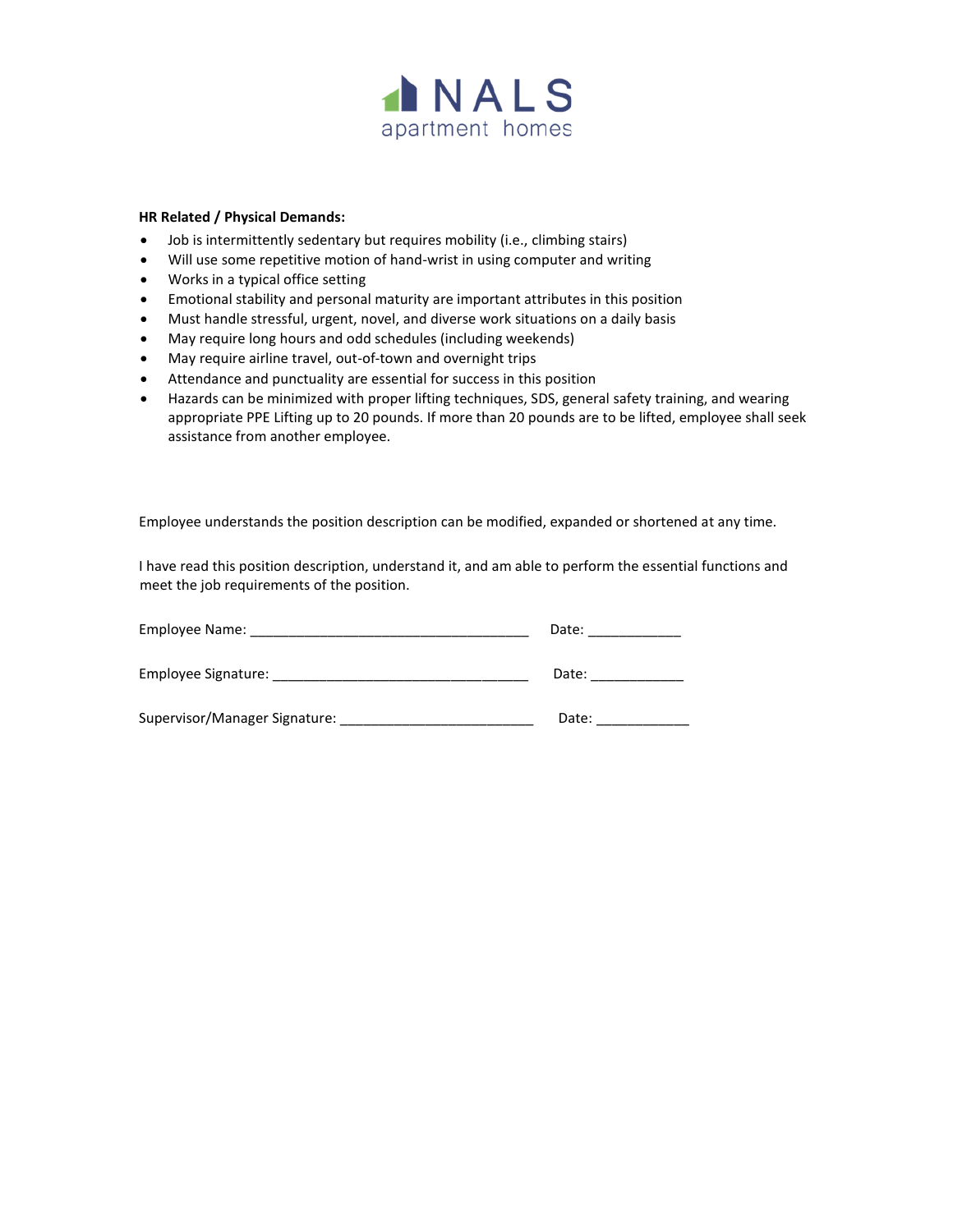NALS
apartment homes

**HR Related / Physical Demands:**

- Job is intermittently sedentary but requires mobility (i.e., climbing stairs)
- Will use some repetitive motion of hand-wrist in using computer and writing
- Works in a typical office setting
- Emotional stability and personal maturity are important attributes in this position
- Must handle stressful, urgent, novel, and diverse work situations on a daily basis
- May require long hours and odd schedules (including weekends)
- May require airline travel, out-of-town and overnight trips
- Attendance and punctuality are essential for success in this position
- Hazards can be minimized with proper lifting techniques, SDS, general safety training, and wearing appropriate PPE Lifting up to 20 pounds. If more than 20 pounds are to be lifted, employee shall seek assistance from another employee.

Employee understands the position description can be modified, expanded or shortened at any time.

I have read this position description, understand it, and am able to perform the essential functions and meet the job requirements of the position.

Employee Name: ____________________________________ Date: ____________

Employee Signature: _________________________________ Date: ____________

Supervisor/Manager Signature: _________________________ Date: ____________